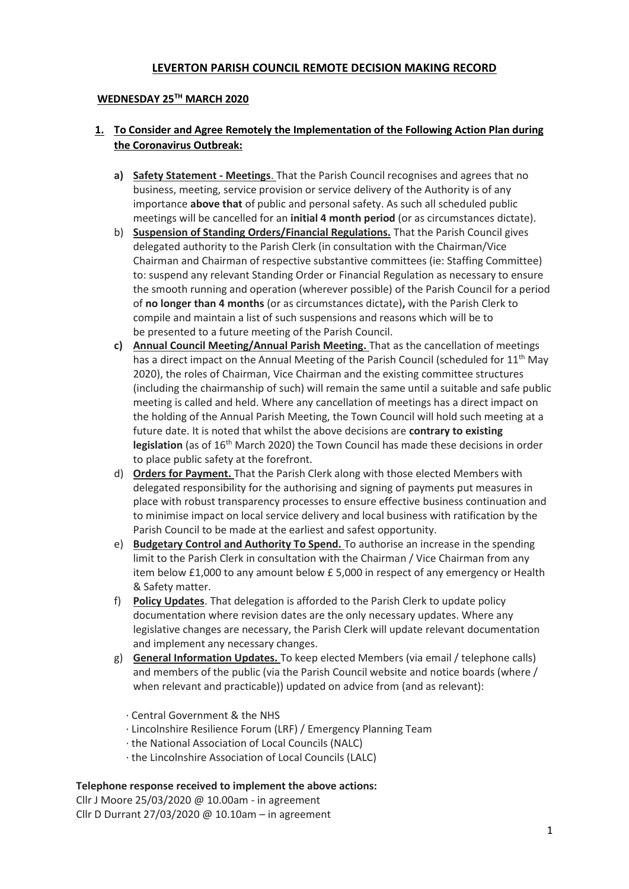# LEVERTON PARISH COUNCIL REMOTE DECISION MAKING RECORD

## WEDNESDAY 25TH MARCH 2020

### 1. To Consider and Agree Remotely the Implementation of the Following Action Plan during the Coronavirus Outbreak:

**a) Safety Statement - Meetings**. That the Parish Council recognises and agrees that no business, meeting, service provision or service delivery of the Authority is of any importance **above that** of public and personal safety. As such all scheduled public meetings will be cancelled for an **initial 4 month period** (or as circumstances dictate).

b) **Suspension of Standing Orders/Financial Regulations.** That the Parish Council gives delegated authority to the Parish Clerk (in consultation with the Chairman/Vice Chairman and Chairman of respective substantive committees (ie: Staffing Committee) to: suspend any relevant Standing Order or Financial Regulation as necessary to ensure the smooth running and operation (wherever possible) of the Parish Council for a period of **no longer than 4 months** (or as circumstances dictate)**,** with the Parish Clerk to compile and maintain a list of such suspensions and reasons which will be to be presented to a future meeting of the Parish Council.

**c) Annual Council Meeting/Annual Parish Meeting.** That as the cancellation of meetings has a direct impact on the Annual Meeting of the Parish Council (scheduled for 11th May 2020), the roles of Chairman, Vice Chairman and the existing committee structures (including the chairmanship of such) will remain the same until a suitable and safe public meeting is called and held. Where any cancellation of meetings has a direct impact on the holding of the Annual Parish Meeting, the Town Council will hold such meeting at a future date. It is noted that whilst the above decisions are **contrary to existing legislation** (as of 16th March 2020) the Town Council has made these decisions in order to place public safety at the forefront.

d) **Orders for Payment.** That the Parish Clerk along with those elected Members with delegated responsibility for the authorising and signing of payments put measures in place with robust transparency processes to ensure effective business continuation and to minimise impact on local service delivery and local business with ratification by the Parish Council to be made at the earliest and safest opportunity.

e) **Budgetary Control and Authority To Spend.** To authorise an increase in the spending limit to the Parish Clerk in consultation with the Chairman / Vice Chairman from any item below £1,000 to any amount below £ 5,000 in respect of any emergency or Health & Safety matter.

f) **Policy Updates**. That delegation is afforded to the Parish Clerk to update policy documentation where revision dates are the only necessary updates. Where any legislative changes are necessary, the Parish Clerk will update relevant documentation and implement any necessary changes.

g) **General Information Updates.** To keep elected Members (via email / telephone calls) and members of the public (via the Parish Council website and notice boards (where / when relevant and practicable)) updated on advice from (and as relevant):

- Central Government & the NHS
- Lincolnshire Resilience Forum (LRF) / Emergency Planning Team
- the National Association of Local Councils (NALC)
- the Lincolnshire Association of Local Councils (LALC)

**Telephone response received to implement the above actions:**

Cllr J Moore 25/03/2020 @ 10.00am - in agreement
Cllr D Durrant 27/03/2020 @ 10.10am – in agreement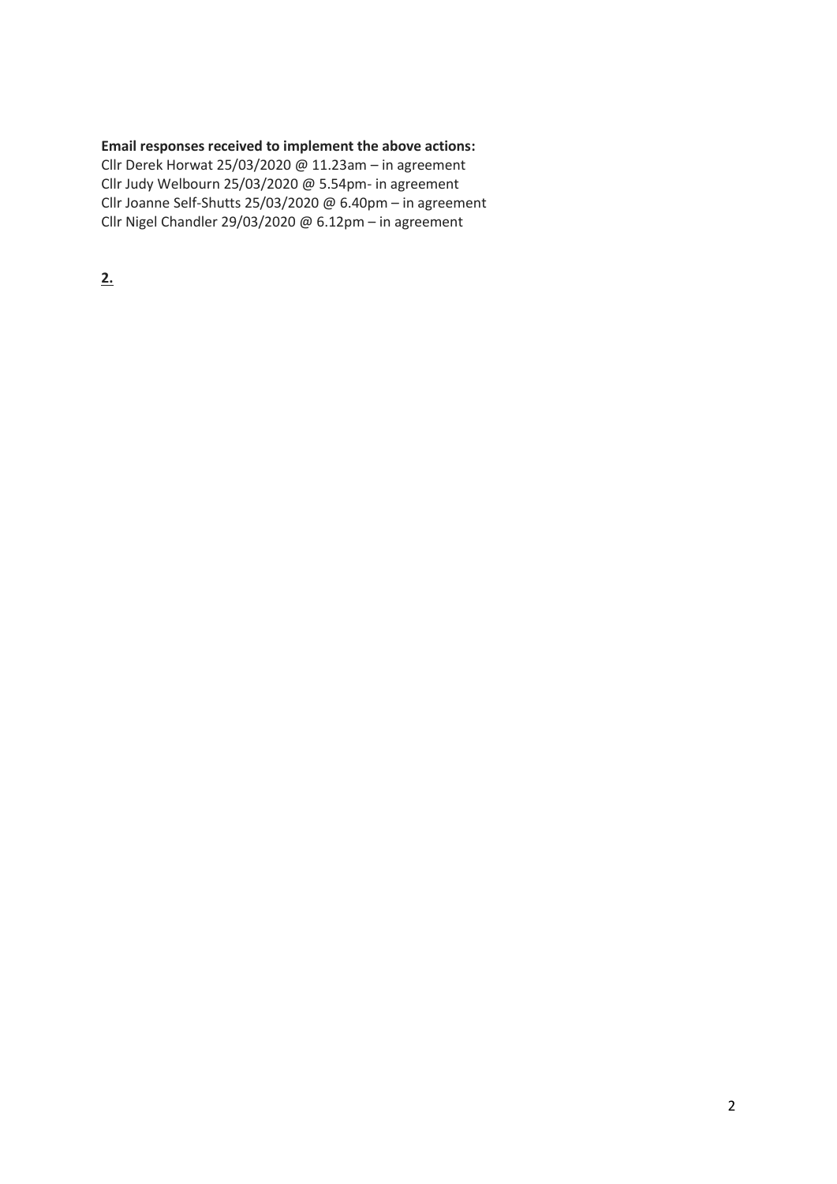**Email responses received to implement the above actions:**

Cllr Derek Horwat 25/03/2020 @ 11.23am – in agreement
Cllr Judy Welbourn 25/03/2020 @ 5.54pm- in agreement
Cllr Joanne Self-Shutts 25/03/2020 @ 6.40pm – in agreement
Cllr Nigel Chandler 29/03/2020 @ 6.12pm – in agreement

**2.**